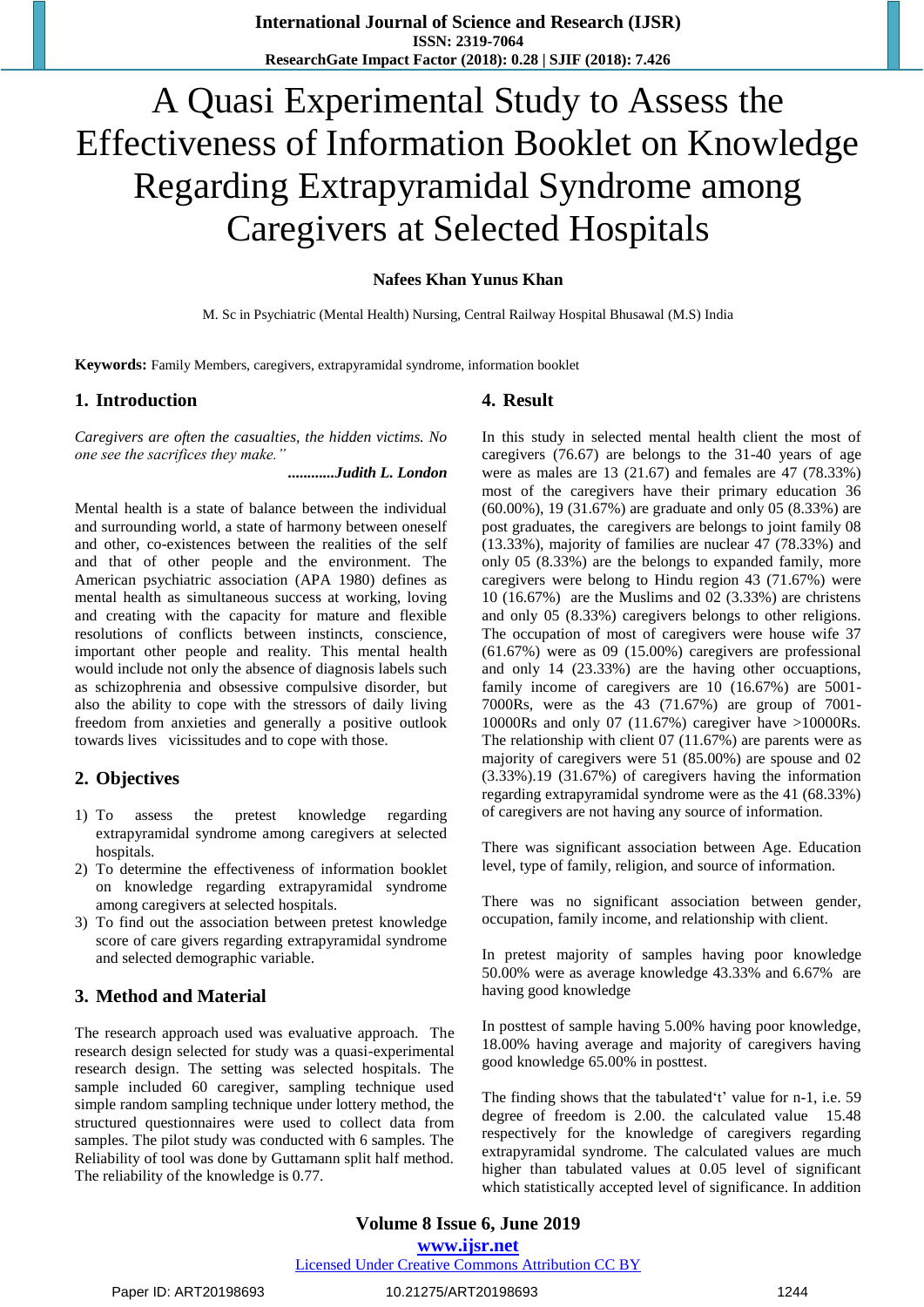# A Quasi Experimental Study to Assess the Effectiveness of Information Booklet on Knowledge Regarding Extrapyramidal Syndrome among Caregivers at Selected Hospitals

**Nafees Khan Yunus Khan**

M. Sc in Psychiatric (Mental Health) Nursing, Central Railway Hospital Bhusawal (M.S) India

**Keywords:** Family Members, caregivers, extrapyramidal syndrome, information booklet

## 1. Introduction

*Caregivers are often the casualties, the hidden victims. No one see the sacrifices they make."*

***............Judith L. London***

Mental health is a state of balance between the individual and surrounding world, a state of harmony between oneself and other, co-existences between the realities of the self and that of other people and the environment. The American psychiatric association (APA 1980) defines as mental health as simultaneous success at working, loving and creating with the capacity for mature and flexible resolutions of conflicts between instincts, conscience, important other people and reality. This mental health would include not only the absence of diagnosis labels such as schizophrenia and obsessive compulsive disorder, but also the ability to cope with the stressors of daily living freedom from anxieties and generally a positive outlook towards lives vicissitudes and to cope with those.

## 2. Objectives

1) To assess the pretest knowledge regarding extrapyramidal syndrome among caregivers at selected hospitals.
2) To determine the effectiveness of information booklet on knowledge regarding extrapyramidal syndrome among caregivers at selected hospitals.
3) To find out the association between pretest knowledge score of care givers regarding extrapyramidal syndrome and selected demographic variable.

## 3. Method and Material

The research approach used was evaluative approach. The research design selected for study was a quasi-experimental research design. The setting was selected hospitals. The sample included 60 caregiver, sampling technique used simple random sampling technique under lottery method, the structured questionnaires were used to collect data from samples. The pilot study was conducted with 6 samples. The Reliability of tool was done by Guttamann split half method. The reliability of the knowledge is 0.77.

## 4. Result

In this study in selected mental health client the most of caregivers (76.67) are belongs to the 31-40 years of age were as males are 13 (21.67) and females are 47 (78.33%) most of the caregivers have their primary education 36 (60.00%), 19 (31.67%) are graduate and only 05 (8.33%) are post graduates, the caregivers are belongs to joint family 08 (13.33%), majority of families are nuclear 47 (78.33%) and only 05 (8.33%) are the belongs to expanded family, more caregivers were belong to Hindu region 43 (71.67%) were 10 (16.67%) are the Muslims and 02 (3.33%) are christens and only 05 (8.33%) caregivers belongs to other religions. The occupation of most of caregivers were house wife 37 (61.67%) were as 09 (15.00%) caregivers are professional and only 14 (23.33%) are the having other occuaptions, family income of caregivers are 10 (16.67%) are 5001-7000Rs, were as the 43 (71.67%) are group of 7001-10000Rs and only 07 (11.67%) caregiver have >10000Rs. The relationship with client 07 (11.67%) are parents were as majority of caregivers were 51 (85.00%) are spouse and 02 (3.33%).19 (31.67%) of caregivers having the information regarding extrapyramidal syndrome were as the 41 (68.33%) of caregivers are not having any source of information.

There was significant association between Age. Education level, type of family, religion, and source of information.

There was no significant association between gender, occupation, family income, and relationship with client.

In pretest majority of samples having poor knowledge 50.00% were as average knowledge 43.33% and 6.67% are having good knowledge

In posttest of sample having 5.00% having poor knowledge, 18.00% having average and majority of caregivers having good knowledge 65.00% in posttest.

The finding shows that the tabulated't' value for n-1, i.e. 59 degree of freedom is 2.00. the calculated value 15.48 respectively for the knowledge of caregivers regarding extrapyramidal syndrome. The calculated values are much higher than tabulated values at 0.05 level of significant which statistically accepted level of significance. In addition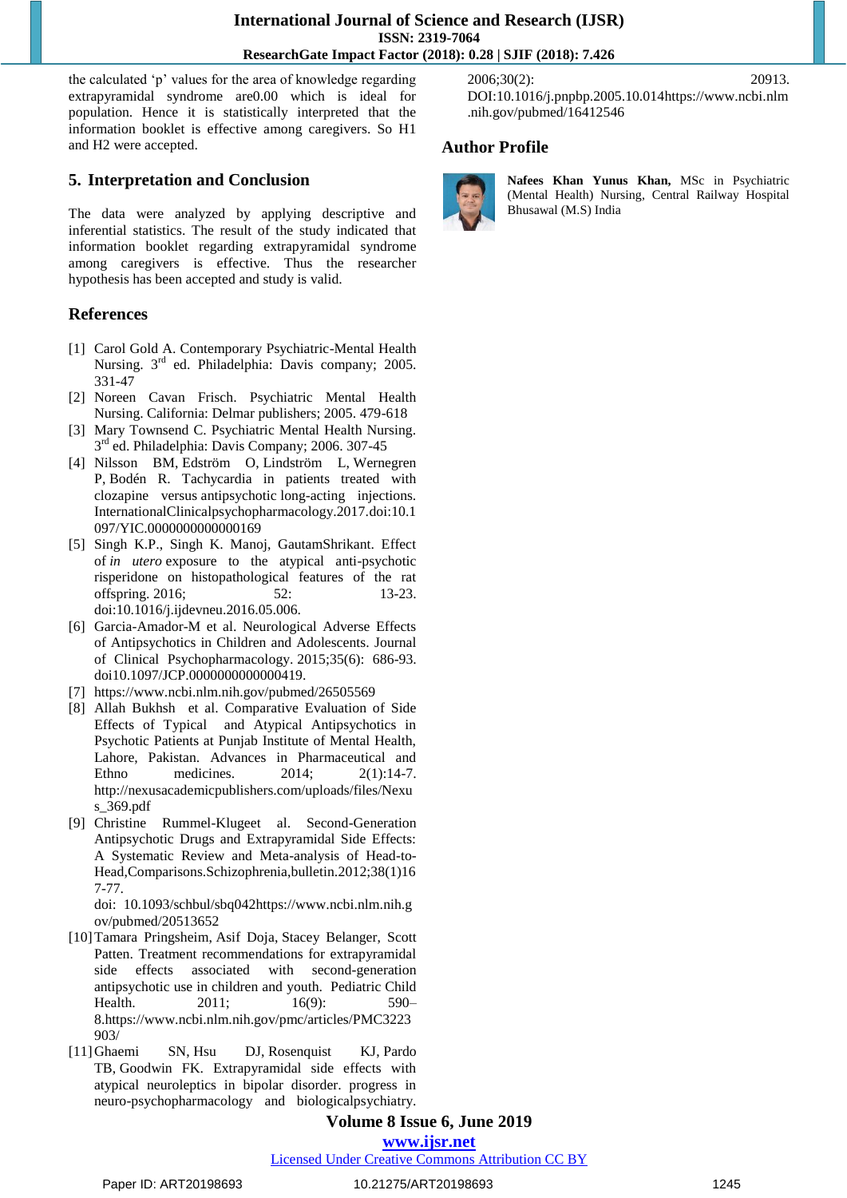the calculated 'p' values for the area of knowledge regarding extrapyramidal syndrome which is ideal for population. Hence it is statistically interpreted that the information booklet is effective among caregivers. So H1 and H2 were accepted.

## 5. Interpretation and Conclusion

The data were analyzed by applying descriptive and inferential statistics. The result of the study indicated that information booklet regarding extrapyramidal syndrome among caregivers is effective. Thus the researcher hypothesis has been accepted and study is valid.

## References

[1] Carol Gold A. Contemporary Psychiatric-Mental Health Nursing. 3rd ed. Philadelphia: Davis company; 2005. 331-47

[2] Noreen Cavan Frisch. Psychiatric Mental Health Nursing. California: Delmar publishers; 2005. 479-618

[3] Mary Townsend C. Psychiatric Mental Health Nursing. 3rd ed. Philadelphia: Davis Company; 2006. 307-45

[4] Nilsson BM, Edström O, Lindström L, Wernegren P, Bodén R. Tachycardia in patients treated with clozapine versus antipsychotic long-acting injections. InternationalClinicalpsychopharmacology.2017.doi:10.1097/YIC.0000000000000169

[5] Singh K.P., Singh K. Manoj, GautamShrikant. Effect of *in utero* exposure to the atypical anti-psychotic risperidone on histopathological features of the rat offspring. 2016; 52: 13-23. doi:10.1016/j.ijdevneu.2016.05.006.

[6] Garcia-Amador-M et al. Neurological Adverse Effects of Antipsychotics in Children and Adolescents. Journal of Clinical Psychopharmacology. 2015;35(6): 686-93. doi10.1097/JCP.0000000000000419.

[7] https://www.ncbi.nlm.nih.gov/pubmed/26505569

[8] Allah Bukhsh et al. Comparative Evaluation of Side Effects of Typical and Atypical Antipsychotics in Psychotic Patients at Punjab Institute of Mental Health, Lahore, Pakistan. Advances in Pharmaceutical and Ethno medicines. 2014; 2(1):14-7. http://nexusacademicpublishers.com/uploads/files/Nexus_369.pdf

[9] Christine Rummel-Klugeet al. Second-Generation Antipsychotic Drugs and Extrapyramidal Side Effects: A Systematic Review and Meta-analysis of Head-to-Head,Comparisons.Schizophrenia,bulletin.2012;38(1)167-77.
doi: 10.1093/schbul/sbq042https://www.ncbi.nlm.nih.gov/pubmed/20513652

[10] Tamara Pringsheim, Asif Doja, Stacey Belanger, Scott Patten. Treatment recommendations for extrapyramidal side effects associated with second-generation antipsychotic use in children and youth. Pediatric Child Health. 2011; 16(9): 590–8.https://www.ncbi.nlm.nih.gov/pmc/articles/PMC3223903/

[11] Ghaemi SN, Hsu DJ, Rosenquist KJ, Pardo TB, Goodwin FK. Extrapyramidal side effects with atypical neuroleptics in bipolar disorder. progress in neuro-psychopharmacology and biologicalpsychiatry. 2006;30(2): 20913. DOI:10.1016/j.pnpbp.2005.10.014https://www.ncbi.nlm.nih.gov/pubmed/16412546

## Author Profile

**Nafees Khan Yunus Khan,** MSc in Psychiatric (Mental Health) Nursing, Central Railway Hospital Bhusawal (M.S) India